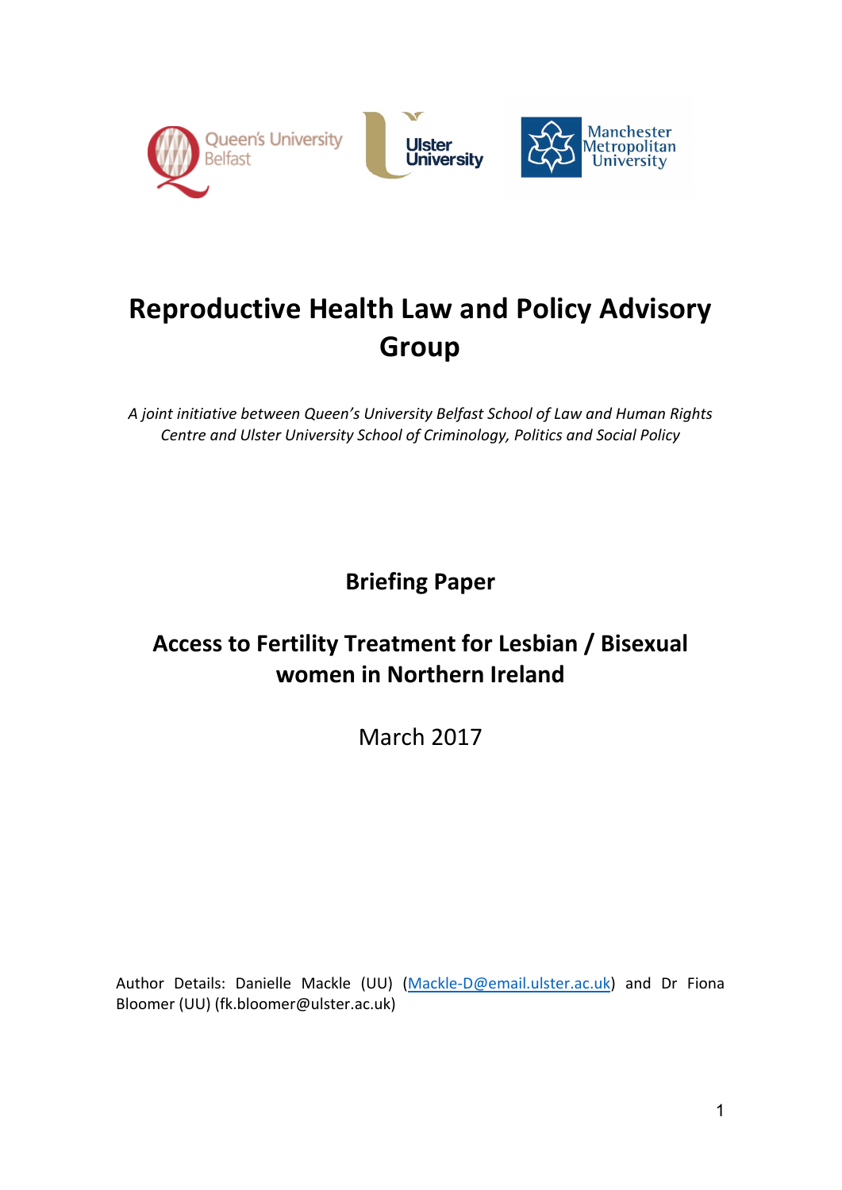# Reproductive Health Law and Policy Advisory Group

*A joint initiative between Queen's University Belfast School of Law and Human Rights Centre and Ulster University School of Criminology, Politics and Social Policy*

## Briefing Paper

## Access to Fertility Treatment for Lesbian / Bisexual women in Northern Ireland

March 2017

Author Details: Danielle Mackle (UU) (Mackle-D@email.ulster.ac.uk) and Dr Fiona Bloomer (UU) (fk.bloomer@ulster.ac.uk)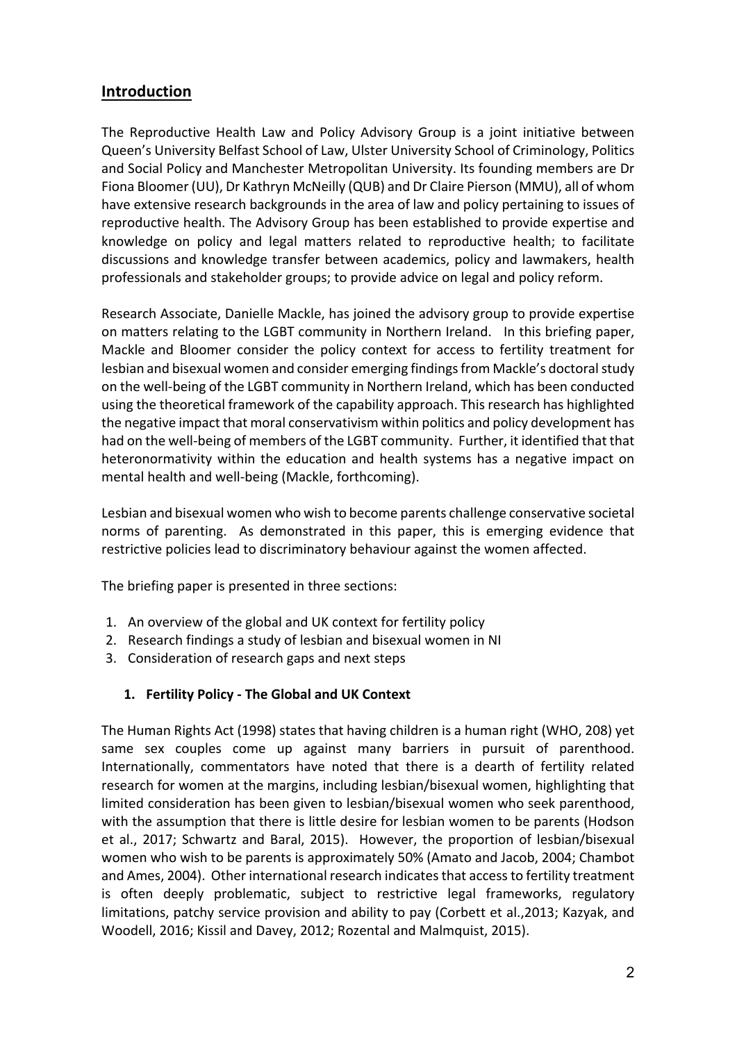## Introduction

The Reproductive Health Law and Policy Advisory Group is a joint initiative between Queen's University Belfast School of Law, Ulster University School of Criminology, Politics and Social Policy and Manchester Metropolitan University. Its founding members are Dr Fiona Bloomer (UU), Dr Kathryn McNeilly (QUB) and Dr Claire Pierson (MMU), all of whom have extensive research backgrounds in the area of law and policy pertaining to issues of reproductive health. The Advisory Group has been established to provide expertise and knowledge on policy and legal matters related to reproductive health; to facilitate discussions and knowledge transfer between academics, policy and lawmakers, health professionals and stakeholder groups; to provide advice on legal and policy reform.

Research Associate, Danielle Mackle, has joined the advisory group to provide expertise on matters relating to the LGBT community in Northern Ireland. In this briefing paper, Mackle and Bloomer consider the policy context for access to fertility treatment for lesbian and bisexual women and consider emerging findings from Mackle's doctoral study on the well-being of the LGBT community in Northern Ireland, which has been conducted using the theoretical framework of the capability approach. This research has highlighted the negative impact that moral conservativism within politics and policy development has had on the well-being of members of the LGBT community. Further, it identified that that heteronormativity within the education and health systems has a negative impact on mental health and well-being (Mackle, forthcoming).

Lesbian and bisexual women who wish to become parents challenge conservative societal norms of parenting. As demonstrated in this paper, this is emerging evidence that restrictive policies lead to discriminatory behaviour against the women affected.

The briefing paper is presented in three sections:

1. An overview of the global and UK context for fertility policy
2. Research findings a study of lesbian and bisexual women in NI
3. Consideration of research gaps and next steps

### 1. Fertility Policy - The Global and UK Context

The Human Rights Act (1998) states that having children is a human right (WHO, 208) yet same sex couples come up against many barriers in pursuit of parenthood. Internationally, commentators have noted that there is a dearth of fertility related research for women at the margins, including lesbian/bisexual women, highlighting that limited consideration has been given to lesbian/bisexual women who seek parenthood, with the assumption that there is little desire for lesbian women to be parents (Hodson et al., 2017; Schwartz and Baral, 2015). However, the proportion of lesbian/bisexual women who wish to be parents is approximately 50% (Amato and Jacob, 2004; Chambot and Ames, 2004). Other international research indicates that access to fertility treatment is often deeply problematic, subject to restrictive legal frameworks, regulatory limitations, patchy service provision and ability to pay (Corbett et al.,2013; Kazyak, and Woodell, 2016; Kissil and Davey, 2012; Rozental and Malmquist, 2015).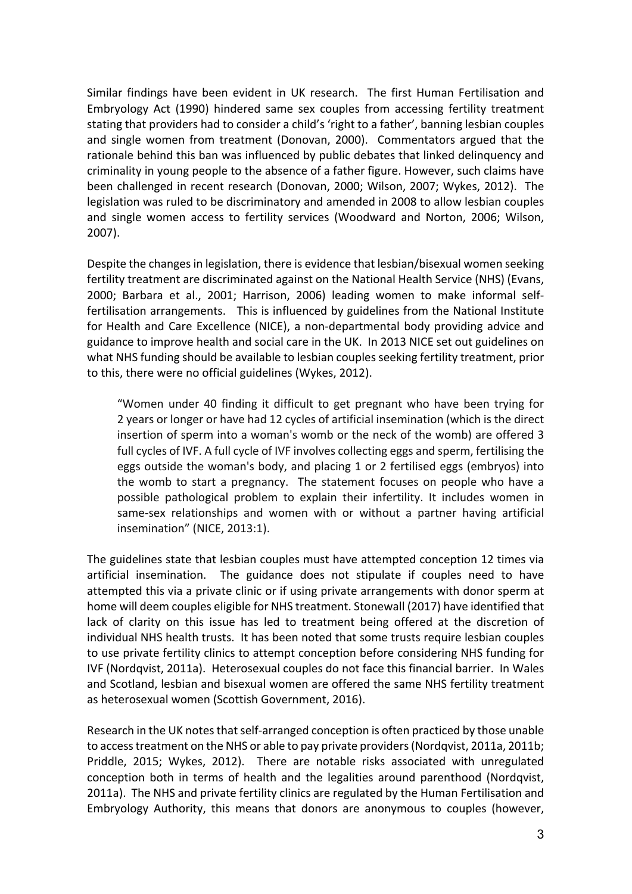Similar findings have been evident in UK research. The first Human Fertilisation and Embryology Act (1990) hindered same sex couples from accessing fertility treatment stating that providers had to consider a child's 'right to a father', banning lesbian couples and single women from treatment (Donovan, 2000). Commentators argued that the rationale behind this ban was influenced by public debates that linked delinquency and criminality in young people to the absence of a father figure. However, such claims have been challenged in recent research (Donovan, 2000; Wilson, 2007; Wykes, 2012). The legislation was ruled to be discriminatory and amended in 2008 to allow lesbian couples and single women access to fertility services (Woodward and Norton, 2006; Wilson, 2007).

Despite the changes in legislation, there is evidence that lesbian/bisexual women seeking fertility treatment are discriminated against on the National Health Service (NHS) (Evans, 2000; Barbara et al., 2001; Harrison, 2006) leading women to make informal self-fertilisation arrangements. This is influenced by guidelines from the National Institute for Health and Care Excellence (NICE), a non-departmental body providing advice and guidance to improve health and social care in the UK. In 2013 NICE set out guidelines on what NHS funding should be available to lesbian couples seeking fertility treatment, prior to this, there were no official guidelines (Wykes, 2012).

> "Women under 40 finding it difficult to get pregnant who have been trying for 2 years or longer or have had 12 cycles of artificial insemination (which is the direct insertion of sperm into a woman's womb or the neck of the womb) are offered 3 full cycles of IVF. A full cycle of IVF involves collecting eggs and sperm, fertilising the eggs outside the woman's body, and placing 1 or 2 fertilised eggs (embryos) into the womb to start a pregnancy. The statement focuses on people who have a possible pathological problem to explain their infertility. It includes women in same-sex relationships and women with or without a partner having artificial insemination" (NICE, 2013:1).

The guidelines state that lesbian couples must have attempted conception 12 times via artificial insemination. The guidance does not stipulate if couples need to have attempted this via a private clinic or if using private arrangements with donor sperm at home will deem couples eligible for NHS treatment. Stonewall (2017) have identified that lack of clarity on this issue has led to treatment being offered at the discretion of individual NHS health trusts. It has been noted that some trusts require lesbian couples to use private fertility clinics to attempt conception before considering NHS funding for IVF (Nordqvist, 2011a). Heterosexual couples do not face this financial barrier. In Wales and Scotland, lesbian and bisexual women are offered the same NHS fertility treatment as heterosexual women (Scottish Government, 2016).

Research in the UK notes that self-arranged conception is often practiced by those unable to access treatment on the NHS or able to pay private providers (Nordqvist, 2011a, 2011b; Priddle, 2015; Wykes, 2012). There are notable risks associated with unregulated conception both in terms of health and the legalities around parenthood (Nordqvist, 2011a). The NHS and private fertility clinics are regulated by the Human Fertilisation and Embryology Authority, this means that donors are anonymous to couples (however,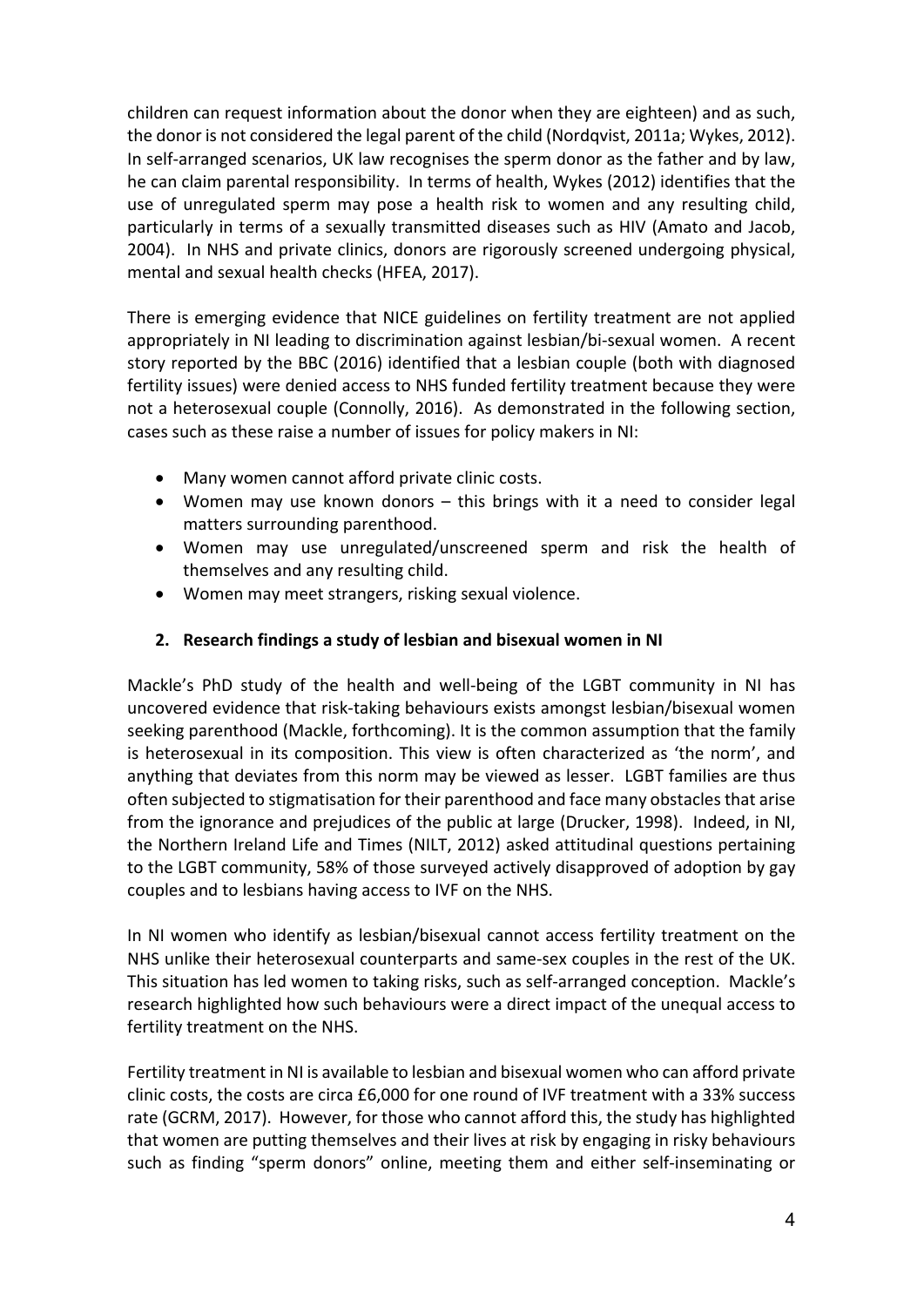children can request information about the donor when they are eighteen) and as such, the donor is not considered the legal parent of the child (Nordqvist, 2011a; Wykes, 2012). In self-arranged scenarios, UK law recognises the sperm donor as the father and by law, he can claim parental responsibility. In terms of health, Wykes (2012) identifies that the use of unregulated sperm may pose a health risk to women and any resulting child, particularly in terms of a sexually transmitted diseases such as HIV (Amato and Jacob, 2004). In NHS and private clinics, donors are rigorously screened undergoing physical, mental and sexual health checks (HFEA, 2017).

There is emerging evidence that NICE guidelines on fertility treatment are not applied appropriately in NI leading to discrimination against lesbian/bi-sexual women. A recent story reported by the BBC (2016) identified that a lesbian couple (both with diagnosed fertility issues) were denied access to NHS funded fertility treatment because they were not a heterosexual couple (Connolly, 2016). As demonstrated in the following section, cases such as these raise a number of issues for policy makers in NI:

- Many women cannot afford private clinic costs.
- Women may use known donors – this brings with it a need to consider legal matters surrounding parenthood.
- Women may use unregulated/unscreened sperm and risk the health of themselves and any resulting child.
- Women may meet strangers, risking sexual violence.

## 2. Research findings a study of lesbian and bisexual women in NI

Mackle's PhD study of the health and well-being of the LGBT community in NI has uncovered evidence that risk-taking behaviours exists amongst lesbian/bisexual women seeking parenthood (Mackle, forthcoming). It is the common assumption that the family is heterosexual in its composition. This view is often characterized as 'the norm', and anything that deviates from this norm may be viewed as lesser. LGBT families are thus often subjected to stigmatisation for their parenthood and face many obstacles that arise from the ignorance and prejudices of the public at large (Drucker, 1998). Indeed, in NI, the Northern Ireland Life and Times (NILT, 2012) asked attitudinal questions pertaining to the LGBT community, 58% of those surveyed actively disapproved of adoption by gay couples and to lesbians having access to IVF on the NHS.

In NI women who identify as lesbian/bisexual cannot access fertility treatment on the NHS unlike their heterosexual counterparts and same-sex couples in the rest of the UK. This situation has led women to taking risks, such as self-arranged conception. Mackle's research highlighted how such behaviours were a direct impact of the unequal access to fertility treatment on the NHS.

Fertility treatment in NI is available to lesbian and bisexual women who can afford private clinic costs, the costs are circa £6,000 for one round of IVF treatment with a 33% success rate (GCRM, 2017). However, for those who cannot afford this, the study has highlighted that women are putting themselves and their lives at risk by engaging in risky behaviours such as finding "sperm donors" online, meeting them and either self-inseminating or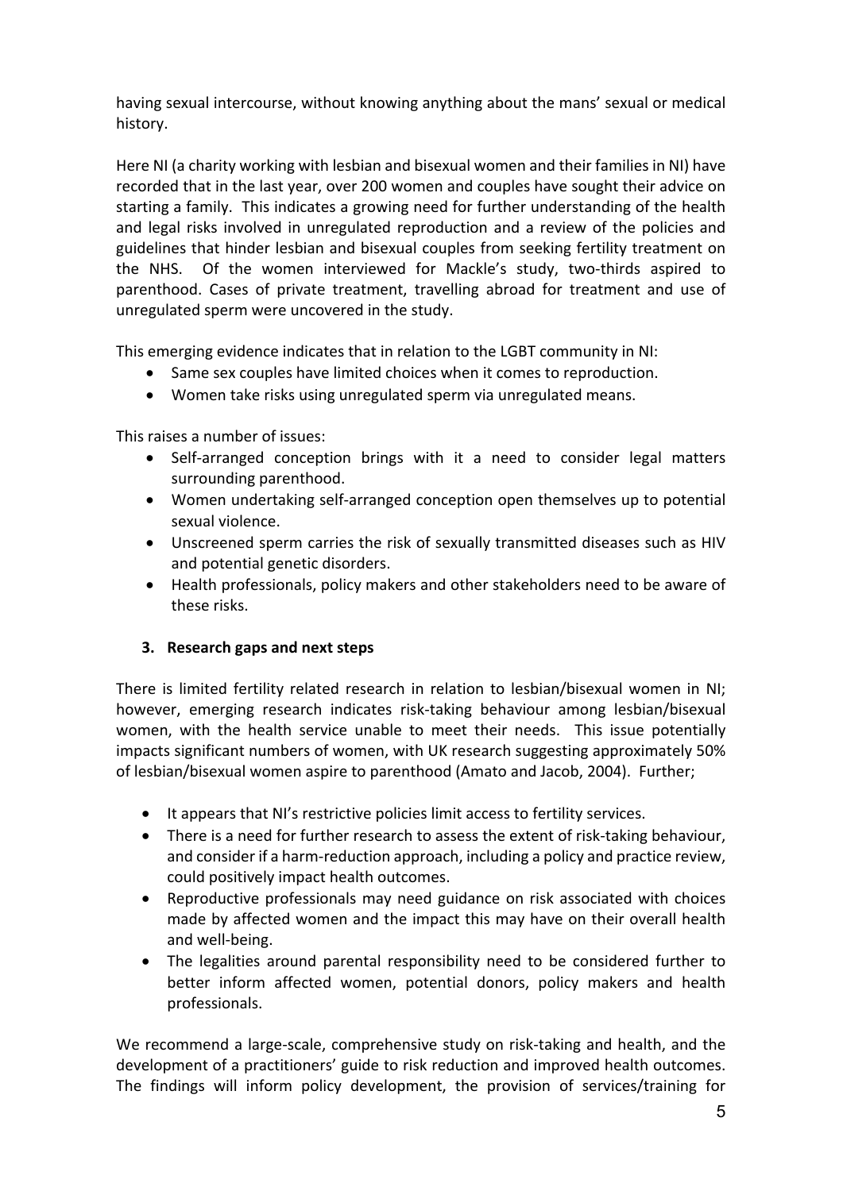having sexual intercourse, without knowing anything about the mans' sexual or medical history.

Here NI (a charity working with lesbian and bisexual women and their families in NI) have recorded that in the last year, over 200 women and couples have sought their advice on starting a family. This indicates a growing need for further understanding of the health and legal risks involved in unregulated reproduction and a review of the policies and guidelines that hinder lesbian and bisexual couples from seeking fertility treatment on the NHS. Of the women interviewed for Mackle's study, two-thirds aspired to parenthood. Cases of private treatment, travelling abroad for treatment and use of unregulated sperm were uncovered in the study.

This emerging evidence indicates that in relation to the LGBT community in NI:

- Same sex couples have limited choices when it comes to reproduction.
- Women take risks using unregulated sperm via unregulated means.

This raises a number of issues:

- Self-arranged conception brings with it a need to consider legal matters surrounding parenthood.
- Women undertaking self-arranged conception open themselves up to potential sexual violence.
- Unscreened sperm carries the risk of sexually transmitted diseases such as HIV and potential genetic disorders.
- Health professionals, policy makers and other stakeholders need to be aware of these risks.

## 3. Research gaps and next steps

There is limited fertility related research in relation to lesbian/bisexual women in NI; however, emerging research indicates risk-taking behaviour among lesbian/bisexual women, with the health service unable to meet their needs. This issue potentially impacts significant numbers of women, with UK research suggesting approximately 50% of lesbian/bisexual women aspire to parenthood (Amato and Jacob, 2004). Further;

- It appears that NI's restrictive policies limit access to fertility services.
- There is a need for further research to assess the extent of risk-taking behaviour, and consider if a harm-reduction approach, including a policy and practice review, could positively impact health outcomes.
- Reproductive professionals may need guidance on risk associated with choices made by affected women and the impact this may have on their overall health and well-being.
- The legalities around parental responsibility need to be considered further to better inform affected women, potential donors, policy makers and health professionals.

We recommend a large-scale, comprehensive study on risk-taking and health, and the development of a practitioners' guide to risk reduction and improved health outcomes. The findings will inform policy development, the provision of services/training for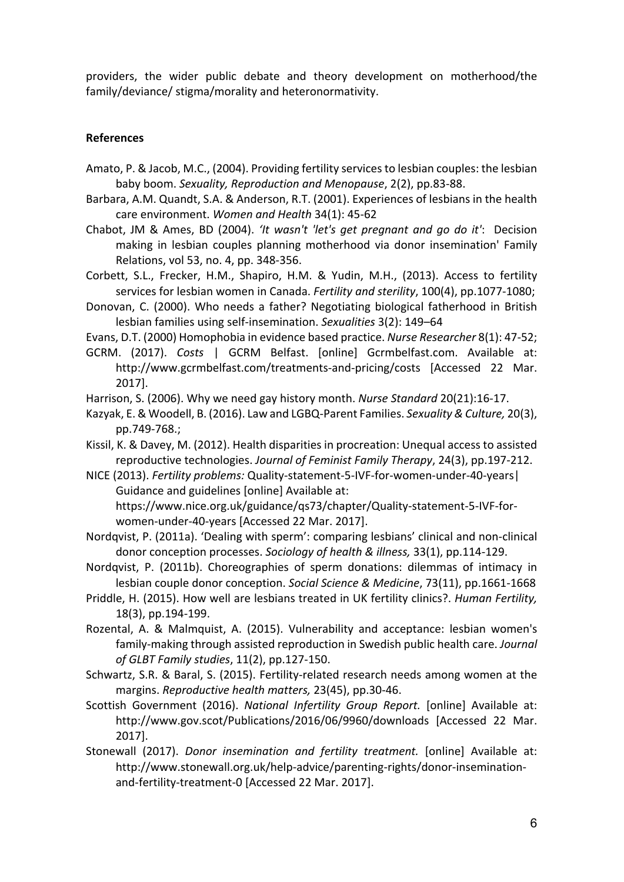providers, the wider public debate and theory development on motherhood/the family/deviance/ stigma/morality and heteronormativity.

**References**

Amato, P. & Jacob, M.C., (2004). Providing fertility services to lesbian couples: the lesbian baby boom. *Sexuality, Reproduction and Menopause*, 2(2), pp.83-88.

Barbara, A.M. Quandt, S.A. & Anderson, R.T. (2001). Experiences of lesbians in the health care environment. *Women and Health* 34(1): 45-62

Chabot, JM & Ames, BD (2004). *'It wasn't 'let's get pregnant and go do it'*: Decision making in lesbian couples planning motherhood via donor insemination' Family Relations, vol 53, no. 4, pp. 348-356.

Corbett, S.L., Frecker, H.M., Shapiro, H.M. & Yudin, M.H., (2013). Access to fertility services for lesbian women in Canada. *Fertility and sterility*, 100(4), pp.1077-1080;

Donovan, C. (2000). Who needs a father? Negotiating biological fatherhood in British lesbian families using self-insemination. *Sexualities* 3(2): 149–64

Evans, D.T. (2000) Homophobia in evidence based practice. *Nurse Researcher* 8(1): 47-52;

GCRM. (2017). *Costs* | GCRM Belfast. [online] Gcrmbelfast.com. Available at: http://www.gcrmbelfast.com/treatments-and-pricing/costs [Accessed 22 Mar. 2017].

Harrison, S. (2006). Why we need gay history month. *Nurse Standard* 20(21):16-17.

Kazyak, E. & Woodell, B. (2016). Law and LGBQ-Parent Families. *Sexuality & Culture,* 20(3), pp.749-768.;

Kissil, K. & Davey, M. (2012). Health disparities in procreation: Unequal access to assisted reproductive technologies. *Journal of Feminist Family Therapy*, 24(3), pp.197-212.

NICE (2013). *Fertility problems:* Quality-statement-5-IVF-for-women-under-40-years| Guidance and guidelines [online] Available at: https://www.nice.org.uk/guidance/qs73/chapter/Quality-statement-5-IVF-for-women-under-40-years [Accessed 22 Mar. 2017].

Nordqvist, P. (2011a). 'Dealing with sperm': comparing lesbians' clinical and non-clinical donor conception processes. *Sociology of health & illness,* 33(1), pp.114-129.

Nordqvist, P. (2011b). Choreographies of sperm donations: dilemmas of intimacy in lesbian couple donor conception. *Social Science & Medicine*, 73(11), pp.1661-1668

Priddle, H. (2015). How well are lesbians treated in UK fertility clinics?. *Human Fertility,* 18(3), pp.194-199.

Rozental, A. & Malmquist, A. (2015). Vulnerability and acceptance: lesbian women's family-making through assisted reproduction in Swedish public health care. *Journal of GLBT Family studies*, 11(2), pp.127-150.

Schwartz, S.R. & Baral, S. (2015). Fertility-related research needs among women at the margins. *Reproductive health matters,* 23(45), pp.30-46.

Scottish Government (2016). *National Infertility Group Report.* [online] Available at: http://www.gov.scot/Publications/2016/06/9960/downloads [Accessed 22 Mar. 2017].

Stonewall (2017). *Donor insemination and fertility treatment.* [online] Available at: http://www.stonewall.org.uk/help-advice/parenting-rights/donor-insemination-and-fertility-treatment-0 [Accessed 22 Mar. 2017].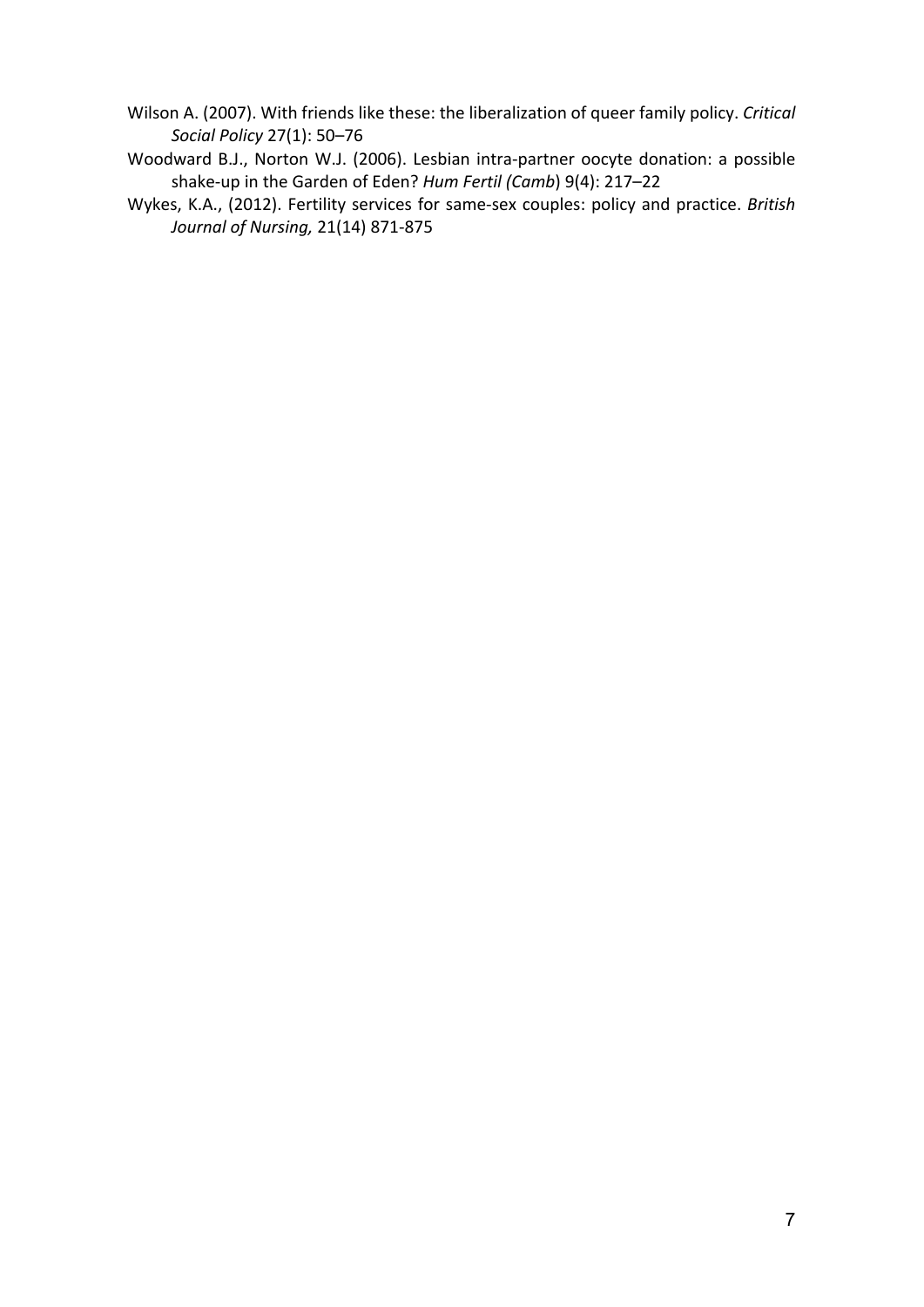Wilson A. (2007). With friends like these: the liberalization of queer family policy. *Critical Social Policy* 27(1): 50–76

Woodward B.J., Norton W.J. (2006). Lesbian intra-partner oocyte donation: a possible shake-up in the Garden of Eden? *Hum Fertil (Camb*) 9(4): 217–22

Wykes, K.A., (2012). Fertility services for same-sex couples: policy and practice. *British Journal of Nursing,* 21(14) 871-875